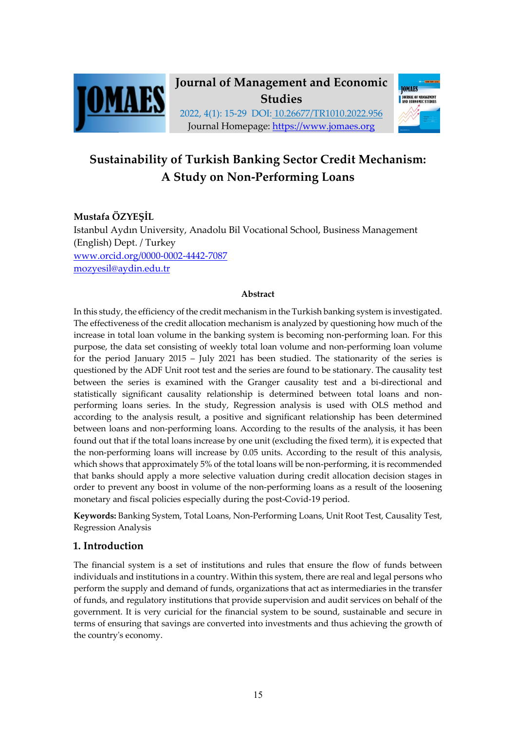Journal of Management and Economic Studies

2022, 4(1): 15-29 DOI: 10.26677/TR1010.2022.956

Journal Homepage: https://www.jomaes.org

# Sustainability of Turkish Banking Sector Credit Mechanism: A Study on Non-Performing Loans

**Mustafa ÖZYEŞİL**

Istanbul Aydın University, Anadolu Bil Vocational School, Business Management (English) Dept. / Turkey

www.orcid.org/0000-0002-4442-7087

mozyesil@aydin.edu.tr

**Abstract**

In this study, the efficiency of the credit mechanism in the Turkish banking system is investigated. The effectiveness of the credit allocation mechanism is analyzed by questioning how much of the increase in total loan volume in the banking system is becoming non-performing loan. For this purpose, the data set consisting of weekly total loan volume and non-performing loan volume for the period January 2015 – July 2021 has been studied. The stationarity of the series is questioned by the ADF Unit root test and the series are found to be stationary. The causality test between the series is examined with the Granger causality test and a bi-directional and statistically significant causality relationship is determined between total loans and non-performing loans series. In the study, Regression analysis is used with OLS method and according to the analysis result, a positive and significant relationship has been determined between loans and non-performing loans. According to the results of the analysis, it has been found out that if the total loans increase by one unit (excluding the fixed term), it is expected that the non-performing loans will increase by 0.05 units. According to the result of this analysis, which shows that approximately 5% of the total loans will be non-performing, it is recommended that banks should apply a more selective valuation during credit allocation decision stages in order to prevent any boost in volume of the non-performing loans as a result of the loosening monetary and fiscal policies especially during the post-Covid-19 period.

**Keywords:** Banking System, Total Loans, Non-Performing Loans, Unit Root Test, Causality Test, Regression Analysis

## 1. Introduction

The financial system is a set of institutions and rules that ensure the flow of funds between individuals and institutions in a country. Within this system, there are real and legal persons who perform the supply and demand of funds, organizations that act as intermediaries in the transfer of funds, and regulatory institutions that provide supervision and audit services on behalf of the government. It is very curicial for the financial system to be sound, sustainable and secure in terms of ensuring that savings are converted into investments and thus achieving the growth of the country's economy.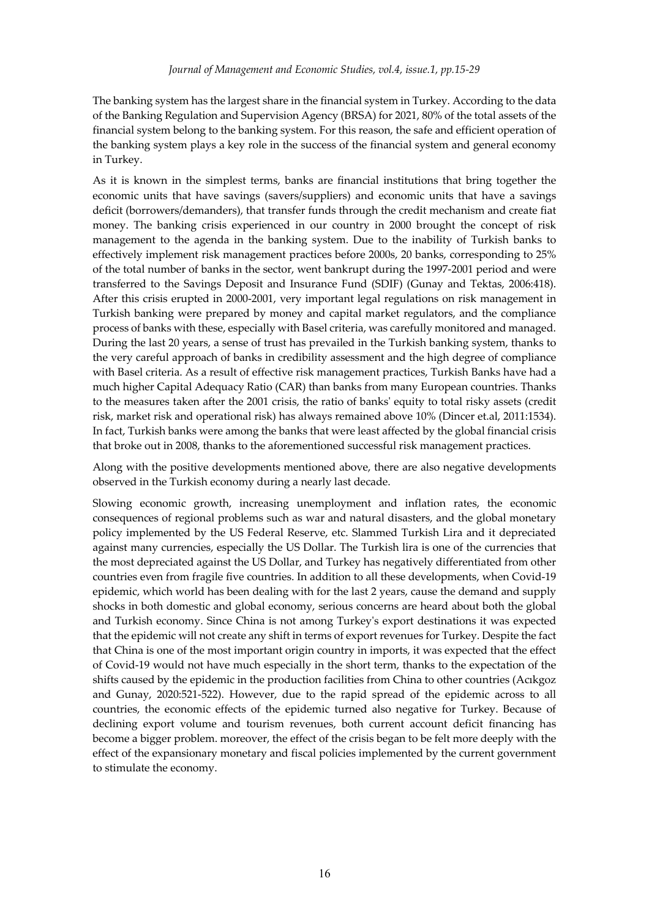The banking system has the largest share in the financial system in Turkey. According to the data of the Banking Regulation and Supervision Agency (BRSA) for 2021, 80% of the total assets of the financial system belong to the banking system. For this reason, the safe and efficient operation of the banking system plays a key role in the success of the financial system and general economy in Turkey.

As it is known in the simplest terms, banks are financial institutions that bring together the economic units that have savings (savers/suppliers) and economic units that have a savings deficit (borrowers/demanders), that transfer funds through the credit mechanism and create fiat money. The banking crisis experienced in our country in 2000 brought the concept of risk management to the agenda in the banking system. Due to the inability of Turkish banks to effectively implement risk management practices before 2000s, 20 banks, corresponding to 25% of the total number of banks in the sector, went bankrupt during the 1997-2001 period and were transferred to the Savings Deposit and Insurance Fund (SDIF) (Gunay and Tektas, 2006:418). After this crisis erupted in 2000-2001, very important legal regulations on risk management in Turkish banking were prepared by money and capital market regulators, and the compliance process of banks with these, especially with Basel criteria, was carefully monitored and managed. During the last 20 years, a sense of trust has prevailed in the Turkish banking system, thanks to the very careful approach of banks in credibility assessment and the high degree of compliance with Basel criteria. As a result of effective risk management practices, Turkish Banks have had a much higher Capital Adequacy Ratio (CAR) than banks from many European countries. Thanks to the measures taken after the 2001 crisis, the ratio of banks' equity to total risky assets (credit risk, market risk and operational risk) has always remained above 10% (Dincer et.al, 2011:1534). In fact, Turkish banks were among the banks that were least affected by the global financial crisis that broke out in 2008, thanks to the aforementioned successful risk management practices.

Along with the positive developments mentioned above, there are also negative developments observed in the Turkish economy during a nearly last decade.

Slowing economic growth, increasing unemployment and inflation rates, the economic consequences of regional problems such as war and natural disasters, and the global monetary policy implemented by the US Federal Reserve, etc. Slammed Turkish Lira and it depreciated against many currencies, especially the US Dollar. The Turkish lira is one of the currencies that the most depreciated against the US Dollar, and Turkey has negatively differentiated from other countries even from fragile five countries. In addition to all these developments, when Covid-19 epidemic, which world has been dealing with for the last 2 years, cause the demand and supply shocks in both domestic and global economy, serious concerns are heard about both the global and Turkish economy. Since China is not among Turkey's export destinations it was expected that the epidemic will not create any shift in terms of export revenues for Turkey. Despite the fact that China is one of the most important origin country in imports, it was expected that the effect of Covid-19 would not have much especially in the short term, thanks to the expectation of the shifts caused by the epidemic in the production facilities from China to other countries (Acıkgoz and Gunay, 2020:521-522). However, due to the rapid spread of the epidemic across to all countries, the economic effects of the epidemic turned also negative for Turkey. Because of declining export volume and tourism revenues, both current account deficit financing has become a bigger problem. moreover, the effect of the crisis began to be felt more deeply with the effect of the expansionary monetary and fiscal policies implemented by the current government to stimulate the economy.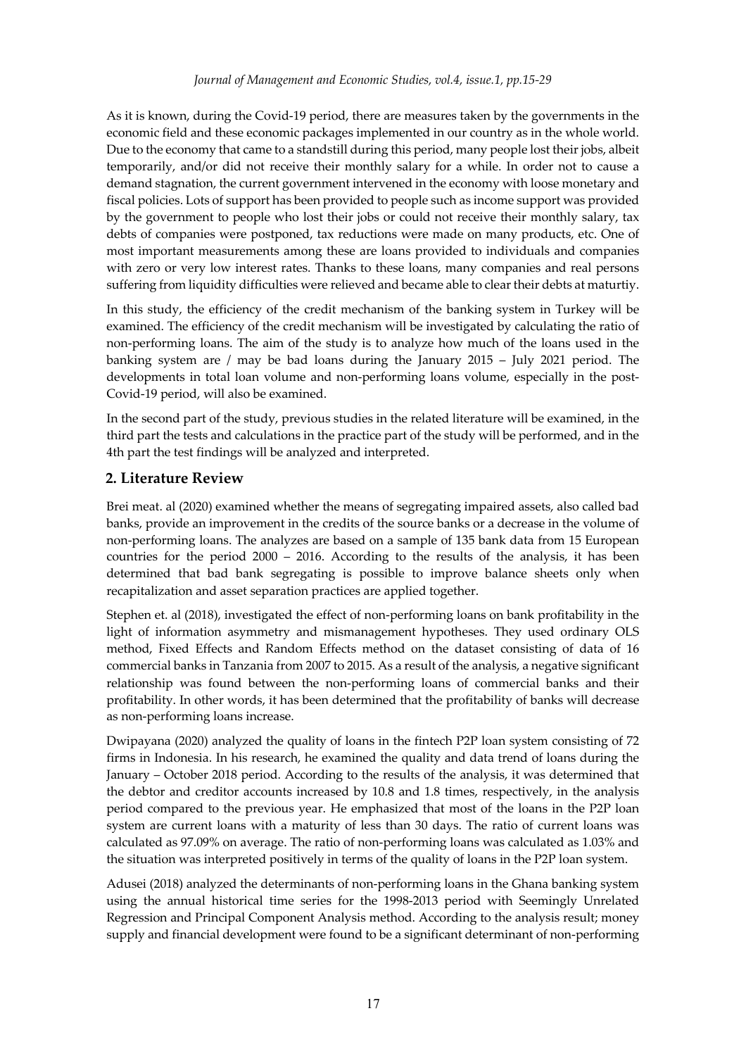As it is known, during the Covid-19 period, there are measures taken by the governments in the economic field and these economic packages implemented in our country as in the whole world. Due to the economy that came to a standstill during this period, many people lost their jobs, albeit temporarily, and/or did not receive their monthly salary for a while. In order not to cause a demand stagnation, the current government intervened in the economy with loose monetary and fiscal policies. Lots of support has been provided to people such as income support was provided by the government to people who lost their jobs or could not receive their monthly salary, tax debts of companies were postponed, tax reductions were made on many products, etc. One of most important measurements among these are loans provided to individuals and companies with zero or very low interest rates. Thanks to these loans, many companies and real persons suffering from liquidity difficulties were relieved and became able to clear their debts at maturtiy.

In this study, the efficiency of the credit mechanism of the banking system in Turkey will be examined. The efficiency of the credit mechanism will be investigated by calculating the ratio of non-performing loans. The aim of the study is to analyze how much of the loans used in the banking system are / may be bad loans during the January 2015 – July 2021 period. The developments in total loan volume and non-performing loans volume, especially in the post-Covid-19 period, will also be examined.

In the second part of the study, previous studies in the related literature will be examined, in the third part the tests and calculations in the practice part of the study will be performed, and in the 4th part the test findings will be analyzed and interpreted.

## 2. Literature Review

Brei meat. al (2020) examined whether the means of segregating impaired assets, also called bad banks, provide an improvement in the credits of the source banks or a decrease in the volume of non-performing loans. The analyzes are based on a sample of 135 bank data from 15 European countries for the period 2000 – 2016. According to the results of the analysis, it has been determined that bad bank segregating is possible to improve balance sheets only when recapitalization and asset separation practices are applied together.

Stephen et. al (2018), investigated the effect of non-performing loans on bank profitability in the light of information asymmetry and mismanagement hypotheses. They used ordinary OLS method, Fixed Effects and Random Effects method on the dataset consisting of data of 16 commercial banks in Tanzania from 2007 to 2015. As a result of the analysis, a negative significant relationship was found between the non-performing loans of commercial banks and their profitability. In other words, it has been determined that the profitability of banks will decrease as non-performing loans increase.

Dwipayana (2020) analyzed the quality of loans in the fintech P2P loan system consisting of 72 firms in Indonesia. In his research, he examined the quality and data trend of loans during the January – October 2018 period. According to the results of the analysis, it was determined that the debtor and creditor accounts increased by 10.8 and 1.8 times, respectively, in the analysis period compared to the previous year. He emphasized that most of the loans in the P2P loan system are current loans with a maturity of less than 30 days. The ratio of current loans was calculated as 97.09% on average. The ratio of non-performing loans was calculated as 1.03% and the situation was interpreted positively in terms of the quality of loans in the P2P loan system.

Adusei (2018) analyzed the determinants of non-performing loans in the Ghana banking system using the annual historical time series for the 1998-2013 period with Seemingly Unrelated Regression and Principal Component Analysis method. According to the analysis result; money supply and financial development were found to be a significant determinant of non-performing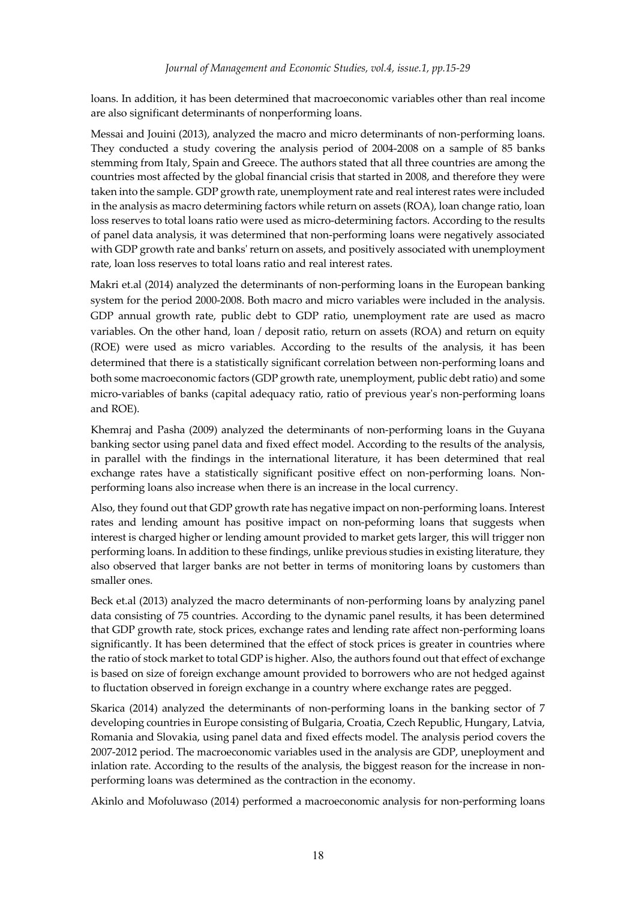loans. In addition, it has been determined that macroeconomic variables other than real income are also significant determinants of nonperforming loans.

Messai and Jouini (2013), analyzed the macro and micro determinants of non-performing loans. They conducted a study covering the analysis period of 2004-2008 on a sample of 85 banks stemming from Italy, Spain and Greece. The authors stated that all three countries are among the countries most affected by the global financial crisis that started in 2008, and therefore they were taken into the sample. GDP growth rate, unemployment rate and real interest rates were included in the analysis as macro determining factors while return on assets (ROA), loan change ratio, loan loss reserves to total loans ratio were used as micro-determining factors. According to the results of panel data analysis, it was determined that non-performing loans were negatively associated with GDP growth rate and banks' return on assets, and positively associated with unemployment rate, loan loss reserves to total loans ratio and real interest rates.

Makri et.al (2014) analyzed the determinants of non-performing loans in the European banking system for the period 2000-2008. Both macro and micro variables were included in the analysis. GDP annual growth rate, public debt to GDP ratio, unemployment rate are used as macro variables. On the other hand, loan / deposit ratio, return on assets (ROA) and return on equity (ROE) were used as micro variables. According to the results of the analysis, it has been determined that there is a statistically significant correlation between non-performing loans and both some macroeconomic factors (GDP growth rate, unemployment, public debt ratio) and some micro-variables of banks (capital adequacy ratio, ratio of previous year's non-performing loans and ROE).

Khemraj and Pasha (2009) analyzed the determinants of non-performing loans in the Guyana banking sector using panel data and fixed effect model. According to the results of the analysis, in parallel with the findings in the international literature, it has been determined that real exchange rates have a statistically significant positive effect on non-performing loans. Non-performing loans also increase when there is an increase in the local currency.

Also, they found out that GDP growth rate has negative impact on non-performing loans. Interest rates and lending amount has positive impact on non-peforming loans that suggests when interest is charged higher or lending amount provided to market gets larger, this will trigger non performing loans. In addition to these findings, unlike previous studies in existing literature, they also observed that larger banks are not better in terms of monitoring loans by customers than smaller ones.

Beck et.al (2013) analyzed the macro determinants of non-performing loans by analyzing panel data consisting of 75 countries. According to the dynamic panel results, it has been determined that GDP growth rate, stock prices, exchange rates and lending rate affect non-performing loans significantly. It has been determined that the effect of stock prices is greater in countries where the ratio of stock market to total GDP is higher. Also, the authors found out that effect of exchange is based on size of foreign exchange amount provided to borrowers who are not hedged against to fluctation observed in foreign exchange in a country where exchange rates are pegged.

Skarica (2014) analyzed the determinants of non-performing loans in the banking sector of 7 developing countries in Europe consisting of Bulgaria, Croatia, Czech Republic, Hungary, Latvia, Romania and Slovakia, using panel data and fixed effects model. The analysis period covers the 2007-2012 period. The macroeconomic variables used in the analysis are GDP, uneployment and inlation rate. According to the results of the analysis, the biggest reason for the increase in non-performing loans was determined as the contraction in the economy.

Akinlo and Mofoluwaso (2014) performed a macroeconomic analysis for non-performing loans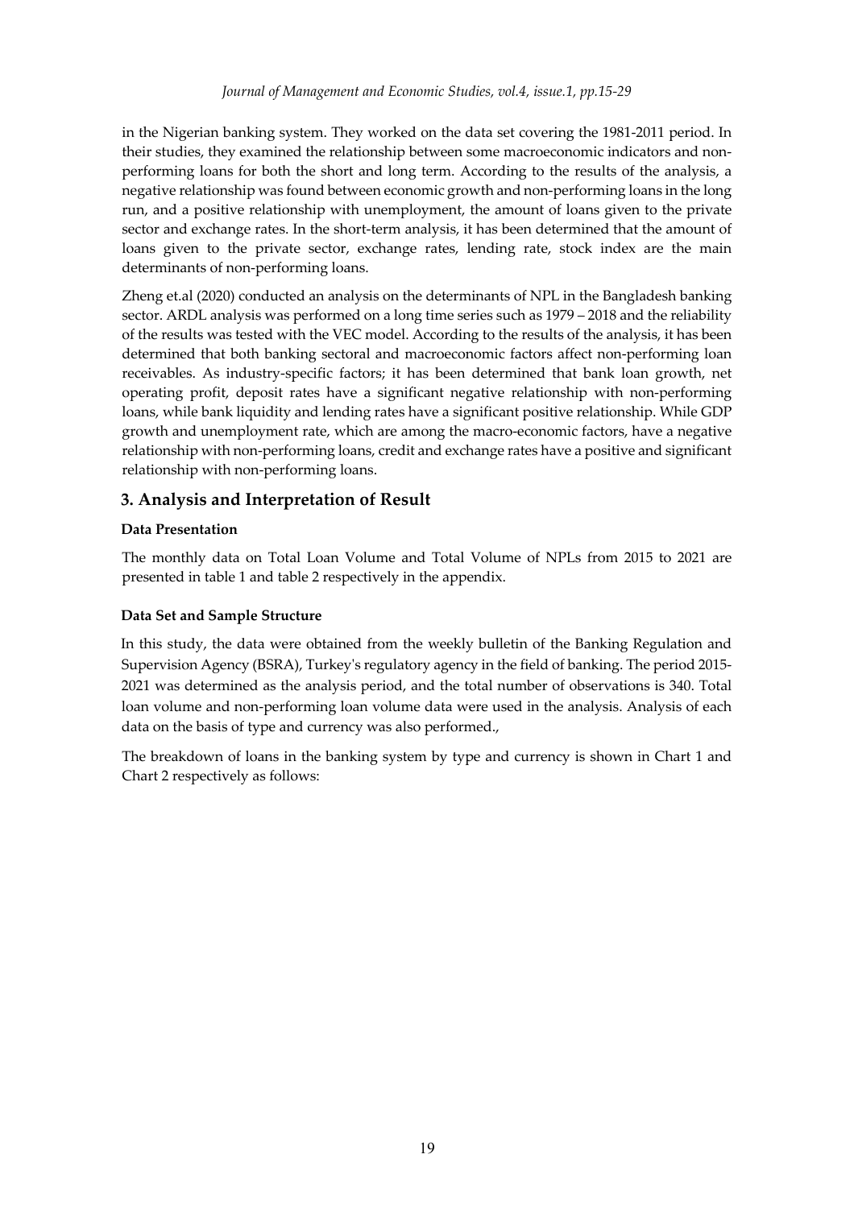in the Nigerian banking system. They worked on the data set covering the 1981-2011 period. In their studies, they examined the relationship between some macroeconomic indicators and non-performing loans for both the short and long term. According to the results of the analysis, a negative relationship was found between economic growth and non-performing loans in the long run, and a positive relationship with unemployment, the amount of loans given to the private sector and exchange rates. In the short-term analysis, it has been determined that the amount of loans given to the private sector, exchange rates, lending rate, stock index are the main determinants of non-performing loans.

Zheng et.al (2020) conducted an analysis on the determinants of NPL in the Bangladesh banking sector. ARDL analysis was performed on a long time series such as 1979 – 2018 and the reliability of the results was tested with the VEC model. According to the results of the analysis, it has been determined that both banking sectoral and macroeconomic factors affect non-performing loan receivables. As industry-specific factors; it has been determined that bank loan growth, net operating profit, deposit rates have a significant negative relationship with non-performing loans, while bank liquidity and lending rates have a significant positive relationship. While GDP growth and unemployment rate, which are among the macro-economic factors, have a negative relationship with non-performing loans, credit and exchange rates have a positive and significant relationship with non-performing loans.

## 3. Analysis and Interpretation of Result

**Data Presentation**

The monthly data on Total Loan Volume and Total Volume of NPLs from 2015 to 2021 are presented in table 1 and table 2 respectively in the appendix.

**Data Set and Sample Structure**

In this study, the data were obtained from the weekly bulletin of the Banking Regulation and Supervision Agency (BSRA), Turkey's regulatory agency in the field of banking. The period 2015-2021 was determined as the analysis period, and the total number of observations is 340. Total loan volume and non-performing loan volume data were used in the analysis. Analysis of each data on the basis of type and currency was also performed.,

The breakdown of loans in the banking system by type and currency is shown in Chart 1 and Chart 2 respectively as follows: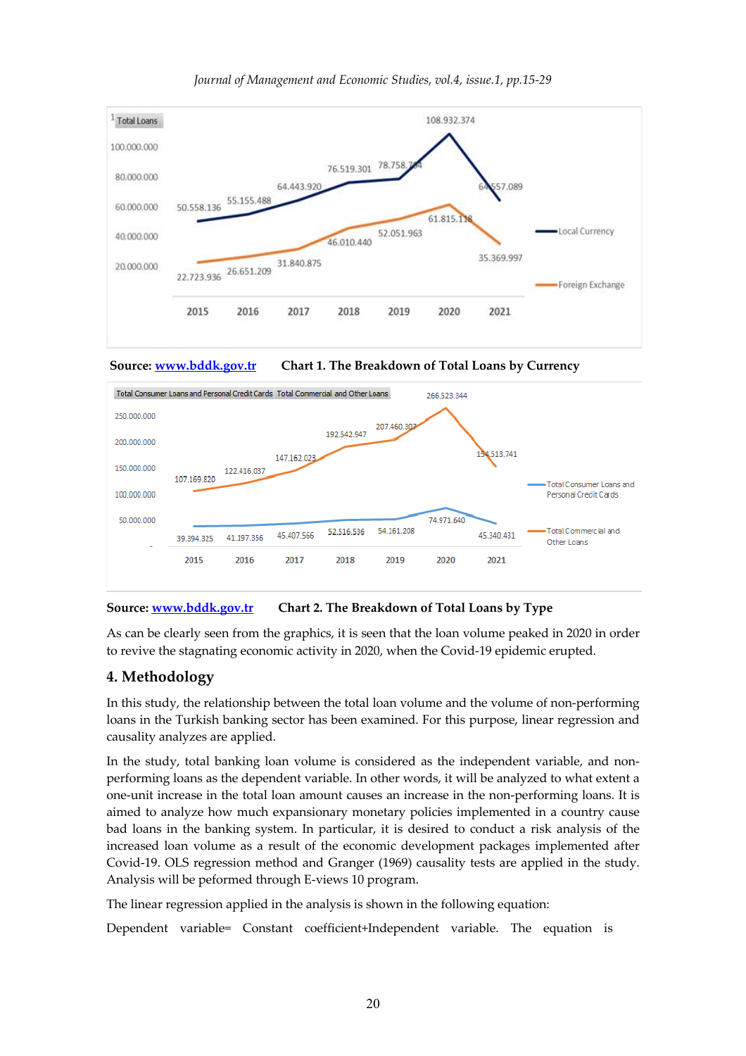Source: [www.bddk.gov.tr](http://www.bddk.gov.tr) **Chart 1. The Breakdown of Total Loans by Currency**

Source: [www.bddk.gov.tr](http://www.bddk.gov.tr) **Chart 2. The Breakdown of Total Loans by Type**

As can be clearly seen from the graphics, it is seen that the loan volume peaked in 2020 in order to revive the stagnating economic activity in 2020, when the Covid-19 epidemic erupted.

## 4. Methodology

In this study, the relationship between the total loan volume and the volume of non-performing loans in the Turkish banking sector has been examined. For this purpose, linear regression and causality analyzes are applied.

In the study, total banking loan volume is considered as the independent variable, and non-performing loans as the dependent variable. In other words, it will be analyzed to what extent a one-unit increase in the total loan amount causes an increase in the non-performing loans. It is aimed to analyze how much expansionary monetary policies implemented in a country cause bad loans in the banking system. In particular, it is desired to conduct a risk analysis of the increased loan volume as a result of the economic development packages implemented after Covid-19. OLS regression method and Granger (1969) causality tests are applied in the study. Analysis will be peformed through E-views 10 program.

The linear regression applied in the analysis is shown in the following equation:

Dependent variable= Constant coefficient+Independent variable. The equation is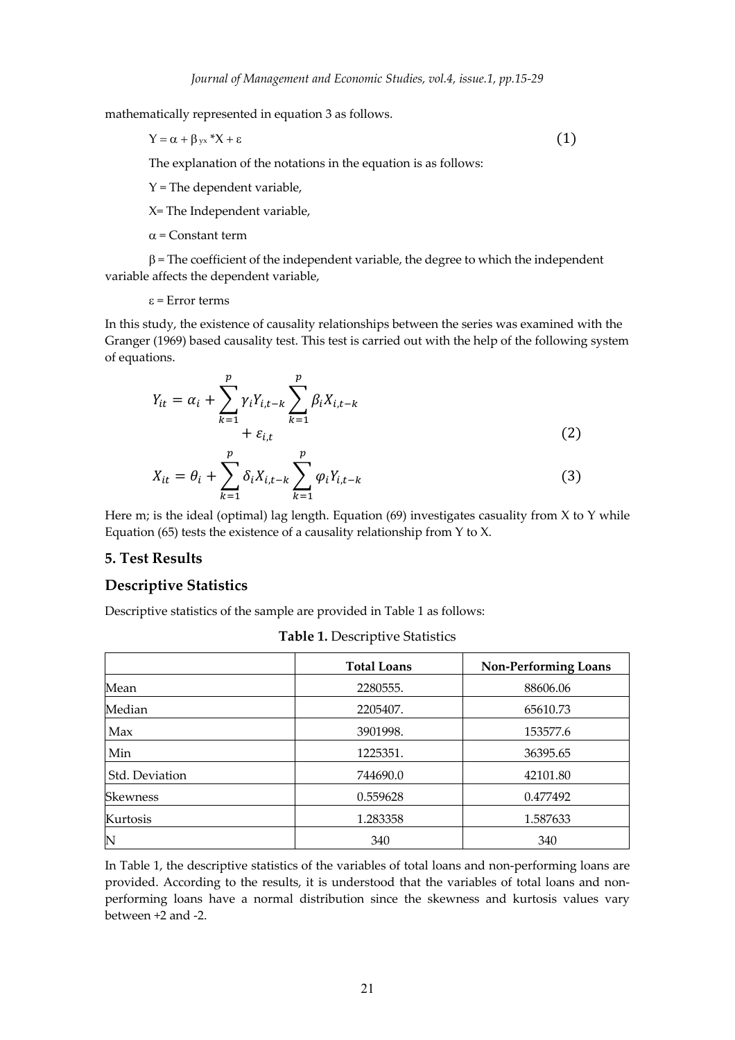mathematically represented in equation 3 as follows.

$$Y = \alpha + \beta_{yx} * X + \varepsilon \quad (1)$$

The explanation of the notations in the equation is as follows:

Y = The dependent variable,

X= The Independent variable,

$\alpha$ = Constant term

$\beta$ = The coefficient of the independent variable, the degree to which the independent variable affects the dependent variable,

$\varepsilon$ = Error terms

In this study, the existence of causality relationships between the series was examined with the Granger (1969) based causality test. This test is carried out with the help of the following system of equations.

$$Y_{it} = \alpha_i + \sum_{k=1}^{p} \gamma_i Y_{i,t-k} \sum_{k=1}^{p} \beta_i X_{i,t-k} + \varepsilon_{i,t} \quad (2)$$

$$X_{it} = \theta_i + \sum_{k=1}^{p} \delta_i X_{i,t-k} \sum_{k=1}^{p} \varphi_i Y_{i,t-k} \quad (3)$$

Here m; is the ideal (optimal) lag length. Equation (69) investigates casuality from X to Y while Equation (65) tests the existence of a causality relationship from Y to X.

## 5. Test Results

### Descriptive Statistics

Descriptive statistics of the sample are provided in Table 1 as follows:

**Table 1.** Descriptive Statistics

| | Total Loans | Non-Performing Loans |
|---|---|---|
| Mean | 2280555. | 88606.06 |
| Median | 2205407. | 65610.73 |
| Max | 3901998. | 153577.6 |
| Min | 1225351. | 36395.65 |
| Std. Deviation | 744690.0 | 42101.80 |
| Skewness | 0.559628 | 0.477492 |
| Kurtosis | 1.283358 | 1.587633 |
| N | 340 | 340 |

In Table 1, the descriptive statistics of the variables of total loans and non-performing loans are provided. According to the results, it is understood that the variables of total loans and non-performing loans have a normal distribution since the skewness and kurtosis values vary between +2 and -2.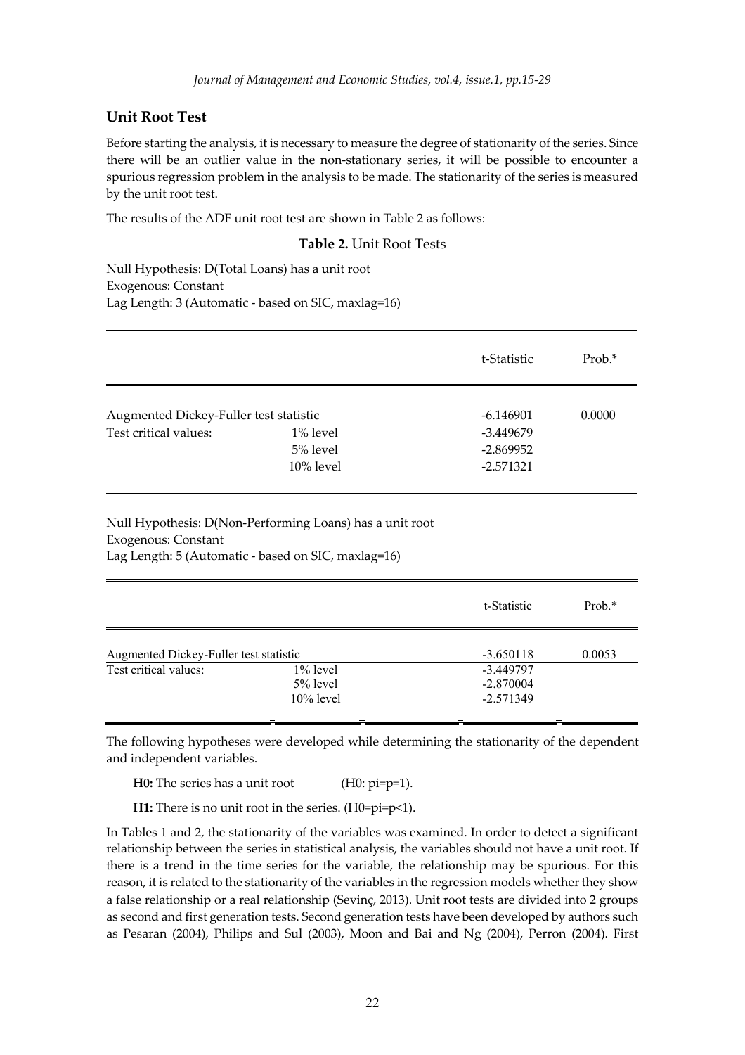## Unit Root Test

Before starting the analysis, it is necessary to measure the degree of stationarity of the series. Since there will be an outlier value in the non-stationary series, it will be possible to encounter a spurious regression problem in the analysis to be made. The stationarity of the series is measured by the unit root test.

The results of the ADF unit root test are shown in Table 2 as follows:

**Table 2.** Unit Root Tests

Null Hypothesis: D(Total Loans) has a unit root
Exogenous: Constant
Lag Length: 3 (Automatic - based on SIC, maxlag=16)

| | | t-Statistic | Prob.* |
|---|---|---|---|
| Augmented Dickey-Fuller test statistic | | -6.146901 | 0.0000 |
| Test critical values: | 1% level | -3.449679 | |
| | 5% level | -2.869952 | |
| | 10% level | -2.571321 | |

Null Hypothesis: D(Non-Performing Loans) has a unit root
Exogenous: Constant
Lag Length: 5 (Automatic - based on SIC, maxlag=16)

| | | t-Statistic | Prob.* |
|---|---|---|---|
| Augmented Dickey-Fuller test statistic | | -3.650118 | 0.0053 |
| Test critical values: | 1% level | -3.449797 | |
| | 5% level | -2.870004 | |
| | 10% level | -2.571349 | |

The following hypotheses were developed while determining the stationarity of the dependent and independent variables.

**H0:** The series has a unit root (H0: pi=p=1).

**H1:** There is no unit root in the series. (H0=pi=p<1).

In Tables 1 and 2, the stationarity of the variables was examined. In order to detect a significant relationship between the series in statistical analysis, the variables should not have a unit root. If there is a trend in the time series for the variable, the relationship may be spurious. For this reason, it is related to the stationarity of the variables in the regression models whether they show a false relationship or a real relationship (Sevinç, 2013). Unit root tests are divided into 2 groups as second and first generation tests. Second generation tests have been developed by authors such as Pesaran (2004), Philips and Sul (2003), Moon and Bai and Ng (2004), Perron (2004). First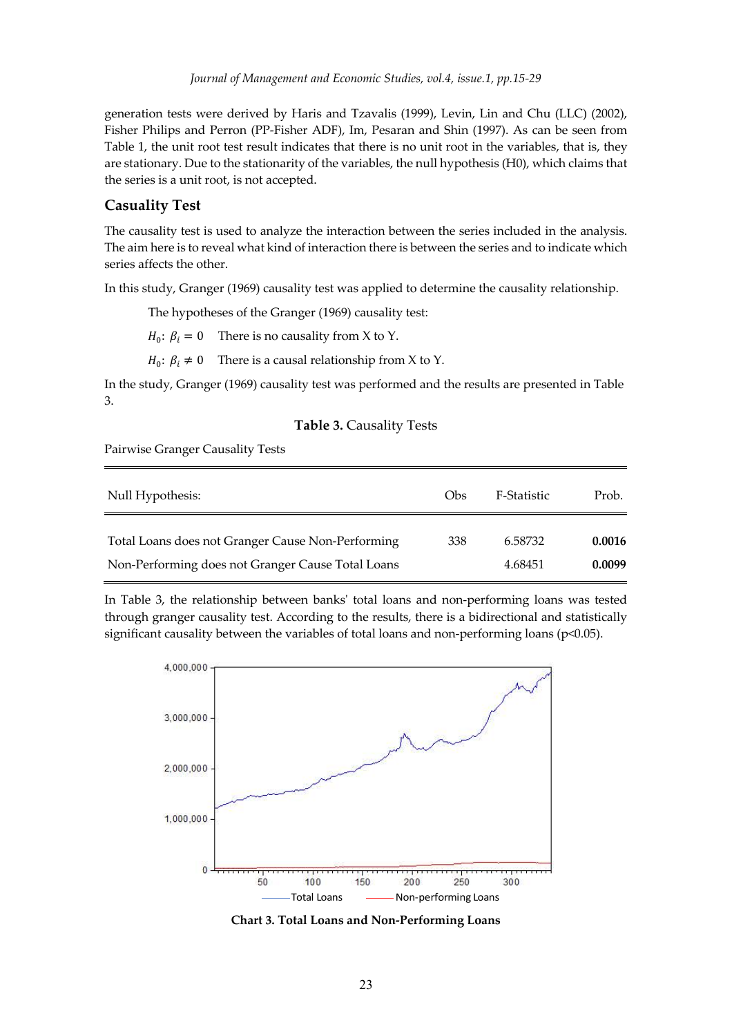generation tests were derived by Haris and Tzavalis (1999), Levin, Lin and Chu (LLC) (2002), Fisher Philips and Perron (PP-Fisher ADF), Im, Pesaran and Shin (1997). As can be seen from Table 1, the unit root test result indicates that there is no unit root in the variables, that is, they are stationary. Due to the stationarity of the variables, the null hypothesis (H0), which claims that the series is a unit root, is not accepted.

### Casuality Test

The causality test is used to analyze the interaction between the series included in the analysis. The aim here is to reveal what kind of interaction there is between the series and to indicate which series affects the other.

In this study, Granger (1969) causality test was applied to determine the causality relationship.

The hypotheses of the Granger (1969) causality test:

$H_0$: $\beta_i = 0$ There is no causality from X to Y.

$H_0$: $\beta_i \neq 0$ There is a causal relationship from X to Y.

In the study, Granger (1969) causality test was performed and the results are presented in Table 3.

**Table 3.** Causality Tests

Pairwise Granger Causality Tests

| Null Hypothesis: | Obs | F-Statistic | Prob. |
|---|---|---|---|
| Total Loans does not Granger Cause Non-Performing | 338 | 6.58732 | **0.0016** |
| Non-Performing does not Granger Cause Total Loans | | 4.68451 | **0.0099** |

In Table 3, the relationship between banks' total loans and non-performing loans was tested through granger causality test. According to the results, there is a bidirectional and statistically significant causality between the variables of total loans and non-performing loans ($p<0.05$).

**Chart 3. Total Loans and Non-Performing Loans**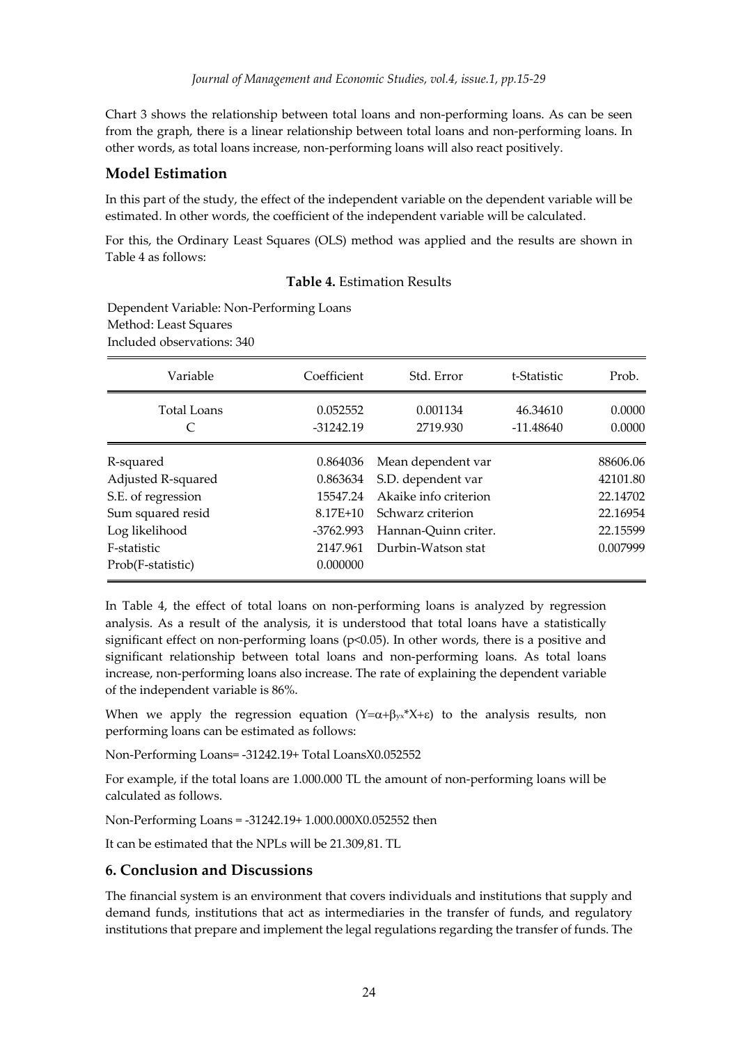Chart 3 shows the relationship between total loans and non-performing loans. As can be seen from the graph, there is a linear relationship between total loans and non-performing loans. In other words, as total loans increase, non-performing loans will also react positively.

## Model Estimation

In this part of the study, the effect of the independent variable on the dependent variable will be estimated. In other words, the coefficient of the independent variable will be calculated.

For this, the Ordinary Least Squares (OLS) method was applied and the results are shown in Table 4 as follows:

**Table 4.** Estimation Results

Dependent Variable: Non-Performing Loans
Method: Least Squares
Included observations: 340

| Variable | Coefficient | Std. Error | t-Statistic | Prob. |
|---|---|---|---|---|
| Total Loans | 0.052552 | 0.001134 | 46.34610 | 0.0000 |
| C | -31242.19 | 2719.930 | -11.48640 | 0.0000 |
| R-squared | 0.864036 | Mean dependent var | | 88606.06 |
| Adjusted R-squared | 0.863634 | S.D. dependent var | | 42101.80 |
| S.E. of regression | 15547.24 | Akaike info criterion | | 22.14702 |
| Sum squared resid | 8.17E+10 | Schwarz criterion | | 22.16954 |
| Log likelihood | -3762.993 | Hannan-Quinn criter. | | 22.15599 |
| F-statistic | 2147.961 | Durbin-Watson stat | | 0.007999 |
| Prob(F-statistic) | 0.000000 | | | |

In Table 4, the effect of total loans on non-performing loans is analyzed by regression analysis. As a result of the analysis, it is understood that total loans have a statistically significant effect on non-performing loans ($p<0.05$). In other words, there is a positive and significant relationship between total loans and non-performing loans. As total loans increase, non-performing loans also increase. The rate of explaining the dependent variable of the independent variable is 86%.

When we apply the regression equation ($Y=\alpha+\beta_{yx}*X+\varepsilon$) to the analysis results, non performing loans can be estimated as follows:

Non-Performing Loans= -31242.19+ Total LoansX0.052552

For example, if the total loans are 1.000.000 TL the amount of non-performing loans will be calculated as follows.

Non-Performing Loans = -31242.19+ 1.000.000X0.052552 then

It can be estimated that the NPLs will be 21.309,81. TL

## 6. Conclusion and Discussions

The financial system is an environment that covers individuals and institutions that supply and demand funds, institutions that act as intermediaries in the transfer of funds, and regulatory institutions that prepare and implement the legal regulations regarding the transfer of funds. The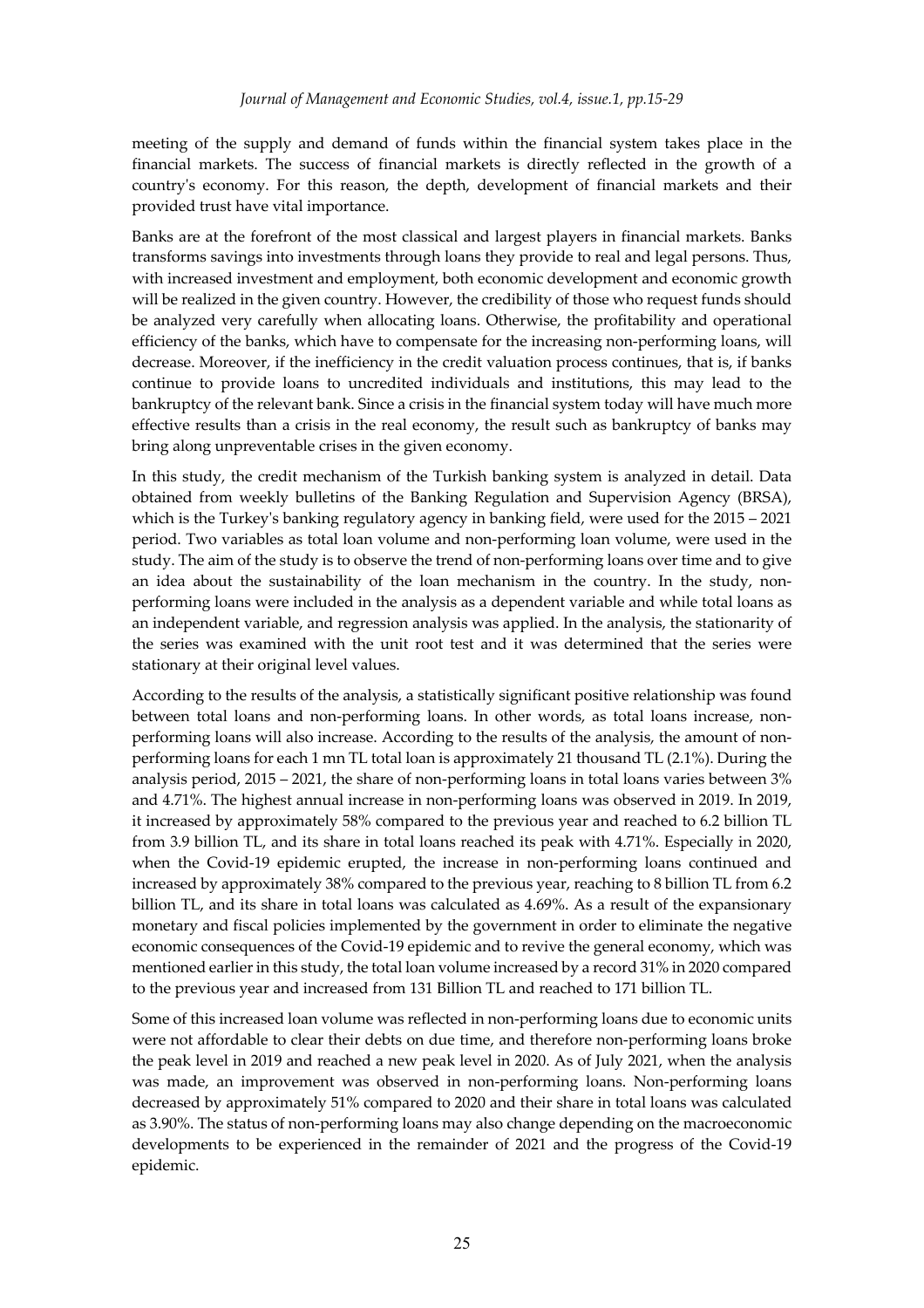meeting of the supply and demand of funds within the financial system takes place in the financial markets. The success of financial markets is directly reflected in the growth of a country's economy. For this reason, the depth, development of financial markets and their provided trust have vital importance.

Banks are at the forefront of the most classical and largest players in financial markets. Banks transforms savings into investments through loans they provide to real and legal persons. Thus, with increased investment and employment, both economic development and economic growth will be realized in the given country. However, the credibility of those who request funds should be analyzed very carefully when allocating loans. Otherwise, the profitability and operational efficiency of the banks, which have to compensate for the increasing non-performing loans, will decrease. Moreover, if the inefficiency in the credit valuation process continues, that is, if banks continue to provide loans to uncredited individuals and institutions, this may lead to the bankruptcy of the relevant bank. Since a crisis in the financial system today will have much more effective results than a crisis in the real economy, the result such as bankruptcy of banks may bring along unpreventable crises in the given economy.

In this study, the credit mechanism of the Turkish banking system is analyzed in detail. Data obtained from weekly bulletins of the Banking Regulation and Supervision Agency (BRSA), which is the Turkey's banking regulatory agency in banking field, were used for the 2015 – 2021 period. Two variables as total loan volume and non-performing loan volume, were used in the study. The aim of the study is to observe the trend of non-performing loans over time and to give an idea about the sustainability of the loan mechanism in the country. In the study, non-performing loans were included in the analysis as a dependent variable and while total loans as an independent variable, and regression analysis was applied. In the analysis, the stationarity of the series was examined with the unit root test and it was determined that the series were stationary at their original level values.

According to the results of the analysis, a statistically significant positive relationship was found between total loans and non-performing loans. In other words, as total loans increase, non-performing loans will also increase. According to the results of the analysis, the amount of non-performing loans for each 1 mn TL total loan is approximately 21 thousand TL (2.1%). During the analysis period, 2015 – 2021, the share of non-performing loans in total loans varies between 3% and 4.71%. The highest annual increase in non-performing loans was observed in 2019. In 2019, it increased by approximately 58% compared to the previous year and reached to 6.2 billion TL from 3.9 billion TL, and its share in total loans reached its peak with 4.71%. Especially in 2020, when the Covid-19 epidemic erupted, the increase in non-performing loans continued and increased by approximately 38% compared to the previous year, reaching to 8 billion TL from 6.2 billion TL, and its share in total loans was calculated as 4.69%. As a result of the expansionary monetary and fiscal policies implemented by the government in order to eliminate the negative economic consequences of the Covid-19 epidemic and to revive the general economy, which was mentioned earlier in this study, the total loan volume increased by a record 31% in 2020 compared to the previous year and increased from 131 Billion TL and reached to 171 billion TL.

Some of this increased loan volume was reflected in non-performing loans due to economic units were not affordable to clear their debts on due time, and therefore non-performing loans broke the peak level in 2019 and reached a new peak level in 2020. As of July 2021, when the analysis was made, an improvement was observed in non-performing loans. Non-performing loans decreased by approximately 51% compared to 2020 and their share in total loans was calculated as 3.90%. The status of non-performing loans may also change depending on the macroeconomic developments to be experienced in the remainder of 2021 and the progress of the Covid-19 epidemic.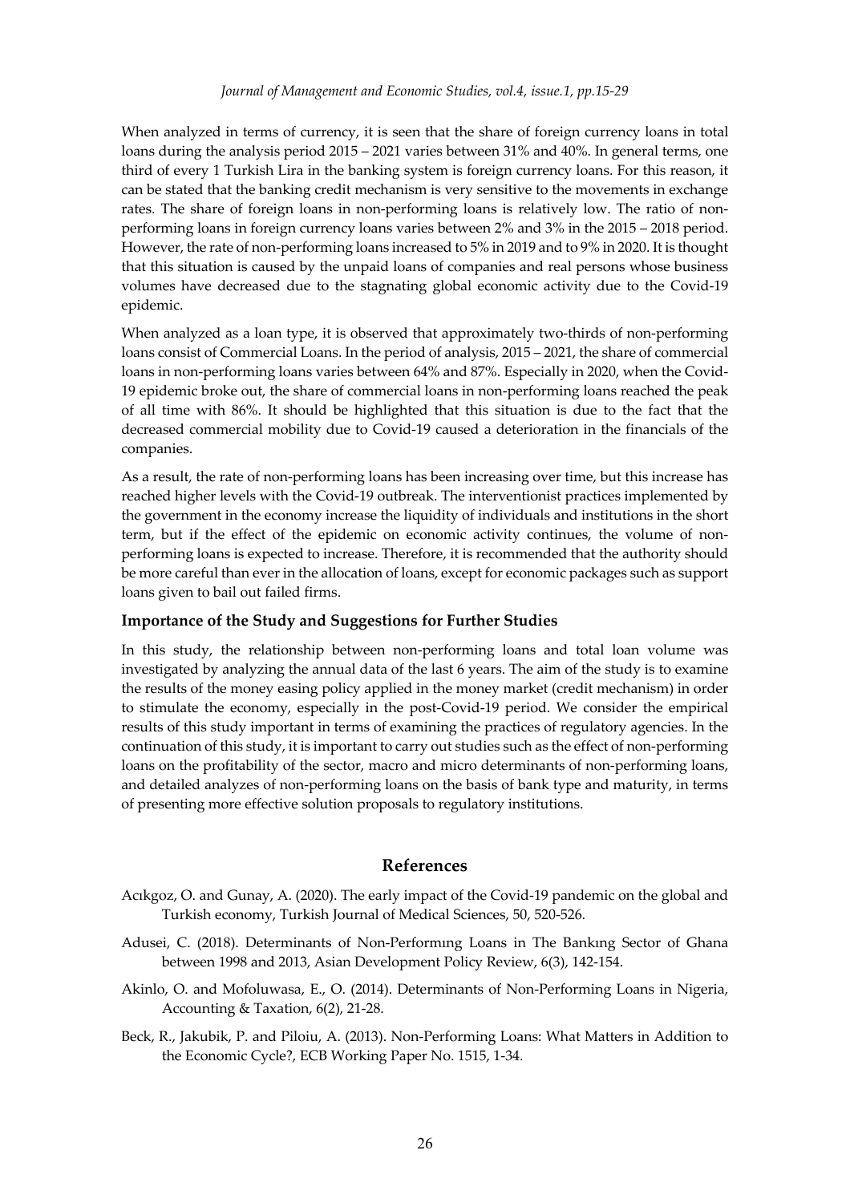When analyzed in terms of currency, it is seen that the share of foreign currency loans in total loans during the analysis period 2015 – 2021 varies between 31% and 40%. In general terms, one third of every 1 Turkish Lira in the banking system is foreign currency loans. For this reason, it can be stated that the banking credit mechanism is very sensitive to the movements in exchange rates. The share of foreign loans in non-performing loans is relatively low. The ratio of non-performing loans in foreign currency loans varies between 2% and 3% in the 2015 – 2018 period. However, the rate of non-performing loans increased to 5% in 2019 and to 9% in 2020. It is thought that this situation is caused by the unpaid loans of companies and real persons whose business volumes have decreased due to the stagnating global economic activity due to the Covid-19 epidemic.

When analyzed as a loan type, it is observed that approximately two-thirds of non-performing loans consist of Commercial Loans. In the period of analysis, 2015 – 2021, the share of commercial loans in non-performing loans varies between 64% and 87%. Especially in 2020, when the Covid-19 epidemic broke out, the share of commercial loans in non-performing loans reached the peak of all time with 86%. It should be highlighted that this situation is due to the fact that the decreased commercial mobility due to Covid-19 caused a deterioration in the financials of the companies.

As a result, the rate of non-performing loans has been increasing over time, but this increase has reached higher levels with the Covid-19 outbreak. The interventionist practices implemented by the government in the economy increase the liquidity of individuals and institutions in the short term, but if the effect of the epidemic on economic activity continues, the volume of non-performing loans is expected to increase. Therefore, it is recommended that the authority should be more careful than ever in the allocation of loans, except for economic packages such as support loans given to bail out failed firms.

### Importance of the Study and Suggestions for Further Studies

In this study, the relationship between non-performing loans and total loan volume was investigated by analyzing the annual data of the last 6 years. The aim of the study is to examine the results of the money easing policy applied in the money market (credit mechanism) in order to stimulate the economy, especially in the post-Covid-19 period. We consider the empirical results of this study important in terms of examining the practices of regulatory agencies. In the continuation of this study, it is important to carry out studies such as the effect of non-performing loans on the profitability of the sector, macro and micro determinants of non-performing loans, and detailed analyzes of non-performing loans on the basis of bank type and maturity, in terms of presenting more effective solution proposals to regulatory institutions.

## References

Acıkgoz, O. and Gunay, A. (2020). The early impact of the Covid-19 pandemic on the global and Turkish economy, Turkish Journal of Medical Sciences, 50, 520-526.

Adusei, C. (2018). Determinants of Non-Performıng Loans in The Bankıng Sector of Ghana between 1998 and 2013, Asian Development Policy Review, 6(3), 142-154.

Akinlo, O. and Mofoluwasa, E., O. (2014). Determinants of Non-Performing Loans in Nigeria, Accounting & Taxation, 6(2), 21-28.

Beck, R., Jakubik, P. and Piloiu, A. (2013). Non-Performing Loans: What Matters in Addition to the Economic Cycle?, ECB Working Paper No. 1515, 1-34.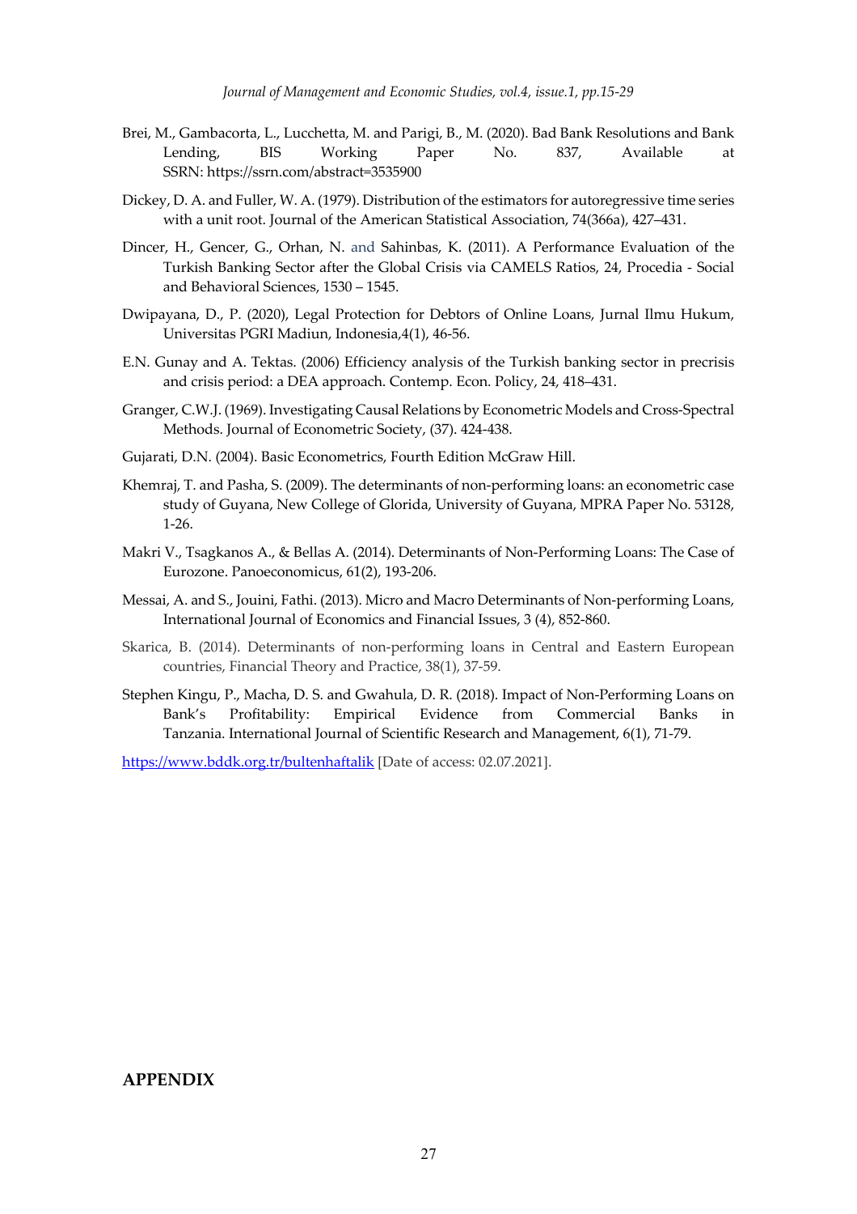Brei, M., Gambacorta, L., Lucchetta, M. and Parigi, B., M. (2020). Bad Bank Resolutions and Bank Lending, BIS Working Paper No. 837, Available at SSRN: https://ssrn.com/abstract=3535900

Dickey, D. A. and Fuller, W. A. (1979). Distribution of the estimators for autoregressive time series with a unit root. Journal of the American Statistical Association, 74(366a), 427–431.

Dincer, H., Gencer, G., Orhan, N. and Sahinbas, K. (2011). A Performance Evaluation of the Turkish Banking Sector after the Global Crisis via CAMELS Ratios, 24, Procedia - Social and Behavioral Sciences, 1530 – 1545.

Dwipayana, D., P. (2020), Legal Protection for Debtors of Online Loans, Jurnal Ilmu Hukum, Universitas PGRI Madiun, Indonesia,4(1), 46-56.

E.N. Gunay and A. Tektas. (2006) Efficiency analysis of the Turkish banking sector in precrisis and crisis period: a DEA approach. Contemp. Econ. Policy, 24, 418–431.

Granger, C.W.J. (1969). Investigating Causal Relations by Econometric Models and Cross-Spectral Methods. Journal of Econometric Society, (37). 424-438.

Gujarati, D.N. (2004). Basic Econometrics, Fourth Edition McGraw Hill.

Khemraj, T. and Pasha, S. (2009). The determinants of non-performing loans: an econometric case study of Guyana, New College of Glorida, University of Guyana, MPRA Paper No. 53128, 1-26.

Makri V., Tsagkanos A., & Bellas A. (2014). Determinants of Non-Performing Loans: The Case of Eurozone. Panoeconomicus, 61(2), 193-206.

Messai, A. and S., Jouini, Fathi. (2013). Micro and Macro Determinants of Non-performing Loans, International Journal of Economics and Financial Issues, 3 (4), 852-860.

Skarica, B. (2014). Determinants of non-performing loans in Central and Eastern European countries, Financial Theory and Practice, 38(1), 37-59.

Stephen Kingu, P., Macha, D. S. and Gwahula, D. R. (2018). Impact of Non-Performing Loans on Bank's Profitability: Empirical Evidence from Commercial Banks in Tanzania. International Journal of Scientific Research and Management, 6(1), 71-79.

https://www.bddk.org.tr/bultenhaftalik [Date of access: 02.07.2021].

## APPENDIX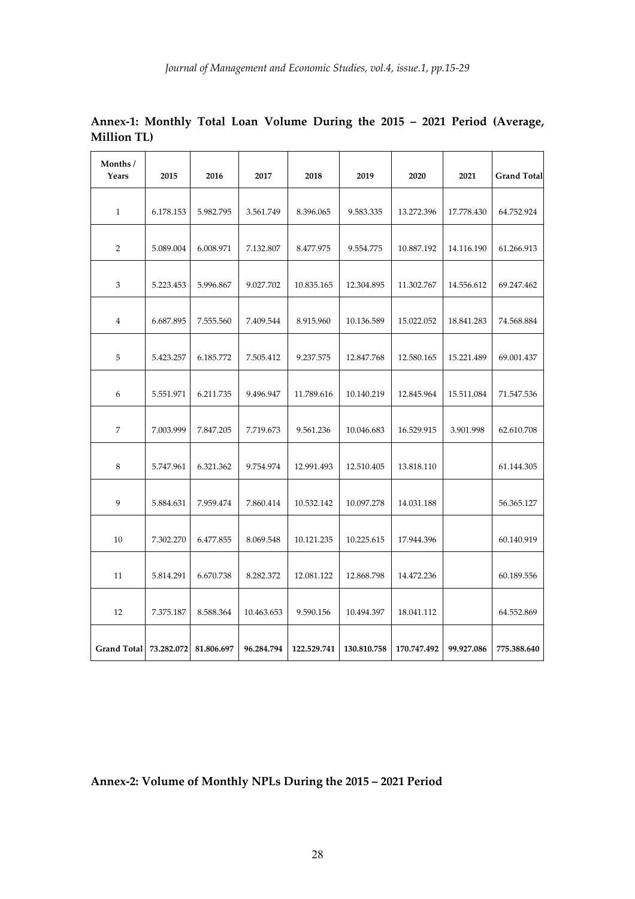**Annex-1: Monthly Total Loan Volume During the 2015 – 2021 Period (Average, Million TL)**

| Months / Years | 2015 | 2016 | 2017 | 2018 | 2019 | 2020 | 2021 | Grand Total |
|---|---|---|---|---|---|---|---|---|
| 1 | 6.178.153 | 5.982.795 | 3.561.749 | 8.396.065 | 9.583.335 | 13.272.396 | 17.778.430 | 64.752.924 |
| 2 | 5.089.004 | 6.008.971 | 7.132.807 | 8.477.975 | 9.554.775 | 10.887.192 | 14.116.190 | 61.266.913 |
| 3 | 5.223.453 | 5.996.867 | 9.027.702 | 10.835.165 | 12.304.895 | 11.302.767 | 14.556.612 | 69.247.462 |
| 4 | 6.687.895 | 7.555.560 | 7.409.544 | 8.915.960 | 10.136.589 | 15.022.052 | 18.841.283 | 74.568.884 |
| 5 | 5.423.257 | 6.185.772 | 7.505.412 | 9.237.575 | 12.847.768 | 12.580.165 | 15.221.489 | 69.001.437 |
| 6 | 5.551.971 | 6.211.735 | 9.496.947 | 11.789.616 | 10.140.219 | 12.845.964 | 15.511.084 | 71.547.536 |
| 7 | 7.003.999 | 7.847.205 | 7.719.673 | 9.561.236 | 10.046.683 | 16.529.915 | 3.901.998 | 62.610.708 |
| 8 | 5.747.961 | 6.321.362 | 9.754.974 | 12.991.493 | 12.510.405 | 13.818.110 | | 61.144.305 |
| 9 | 5.884.631 | 7.959.474 | 7.860.414 | 10.532.142 | 10.097.278 | 14.031.188 | | 56.365.127 |
| 10 | 7.302.270 | 6.477.855 | 8.069.548 | 10.121.235 | 10.225.615 | 17.944.396 | | 60.140.919 |
| 11 | 5.814.291 | 6.670.738 | 8.282.372 | 12.081.122 | 12.868.798 | 14.472.236 | | 60.189.556 |
| 12 | 7.375.187 | 8.588.364 | 10.463.653 | 9.590.156 | 10.494.397 | 18.041.112 | | 64.552.869 |
| Grand Total | 73.282.072 | 81.806.697 | 96.284.794 | 122.529.741 | 130.810.758 | 170.747.492 | 99.927.086 | 775.388.640 |

**Annex-2: Volume of Monthly NPLs During the 2015 – 2021 Period**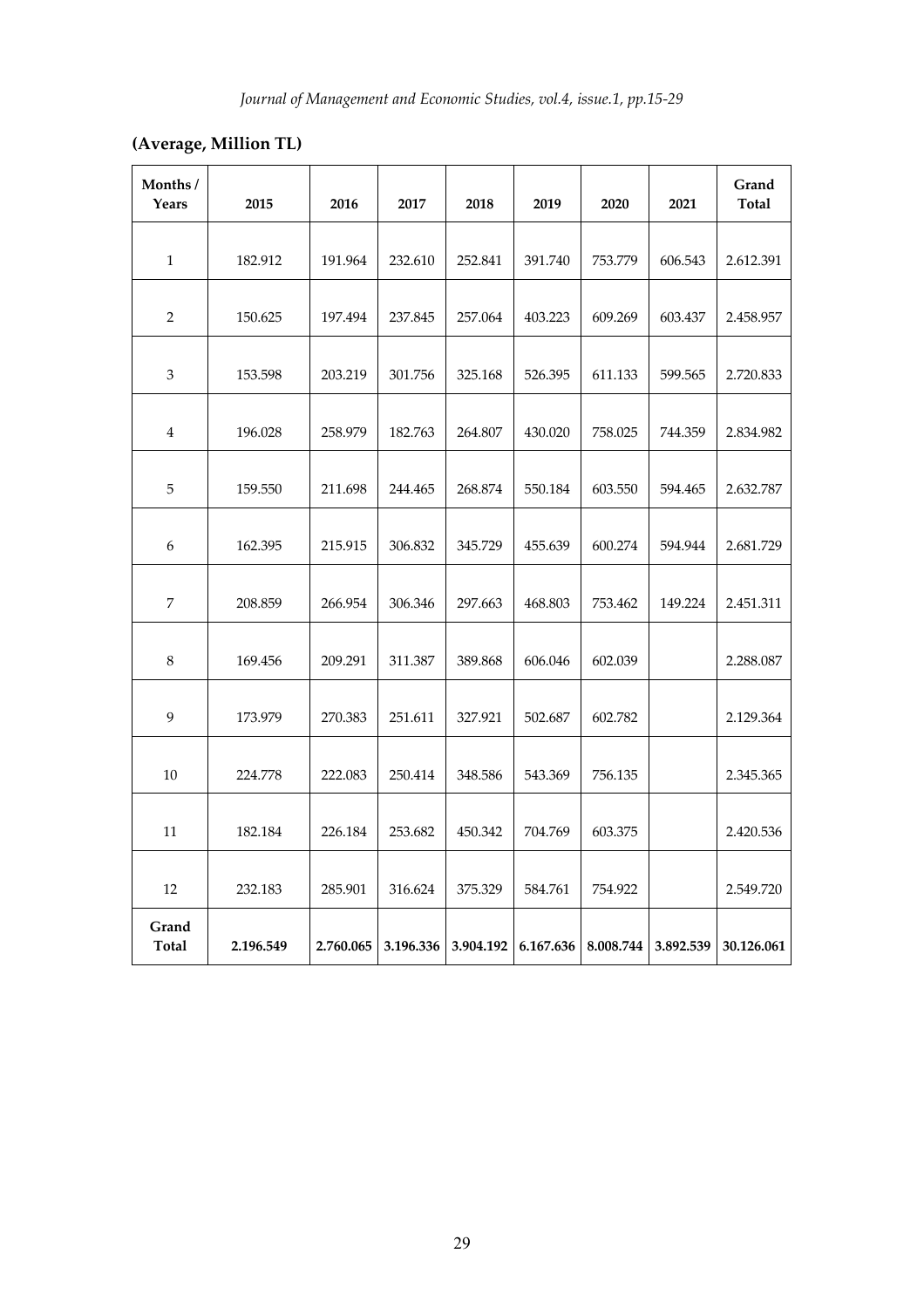**(Average, Million TL)**

| Months / Years | 2015 | 2016 | 2017 | 2018 | 2019 | 2020 | 2021 | Grand Total |
|---|---|---|---|---|---|---|---|---|
| 1 | 182.912 | 191.964 | 232.610 | 252.841 | 391.740 | 753.779 | 606.543 | 2.612.391 |
| 2 | 150.625 | 197.494 | 237.845 | 257.064 | 403.223 | 609.269 | 603.437 | 2.458.957 |
| 3 | 153.598 | 203.219 | 301.756 | 325.168 | 526.395 | 611.133 | 599.565 | 2.720.833 |
| 4 | 196.028 | 258.979 | 182.763 | 264.807 | 430.020 | 758.025 | 744.359 | 2.834.982 |
| 5 | 159.550 | 211.698 | 244.465 | 268.874 | 550.184 | 603.550 | 594.465 | 2.632.787 |
| 6 | 162.395 | 215.915 | 306.832 | 345.729 | 455.639 | 600.274 | 594.944 | 2.681.729 |
| 7 | 208.859 | 266.954 | 306.346 | 297.663 | 468.803 | 753.462 | 149.224 | 2.451.311 |
| 8 | 169.456 | 209.291 | 311.387 | 389.868 | 606.046 | 602.039 | | 2.288.087 |
| 9 | 173.979 | 270.383 | 251.611 | 327.921 | 502.687 | 602.782 | | 2.129.364 |
| 10 | 224.778 | 222.083 | 250.414 | 348.586 | 543.369 | 756.135 | | 2.345.365 |
| 11 | 182.184 | 226.184 | 253.682 | 450.342 | 704.769 | 603.375 | | 2.420.536 |
| 12 | 232.183 | 285.901 | 316.624 | 375.329 | 584.761 | 754.922 | | 2.549.720 |
| **Grand Total** | **2.196.549** | **2.760.065** | **3.196.336** | **3.904.192** | **6.167.636** | **8.008.744** | **3.892.539** | **30.126.061** |